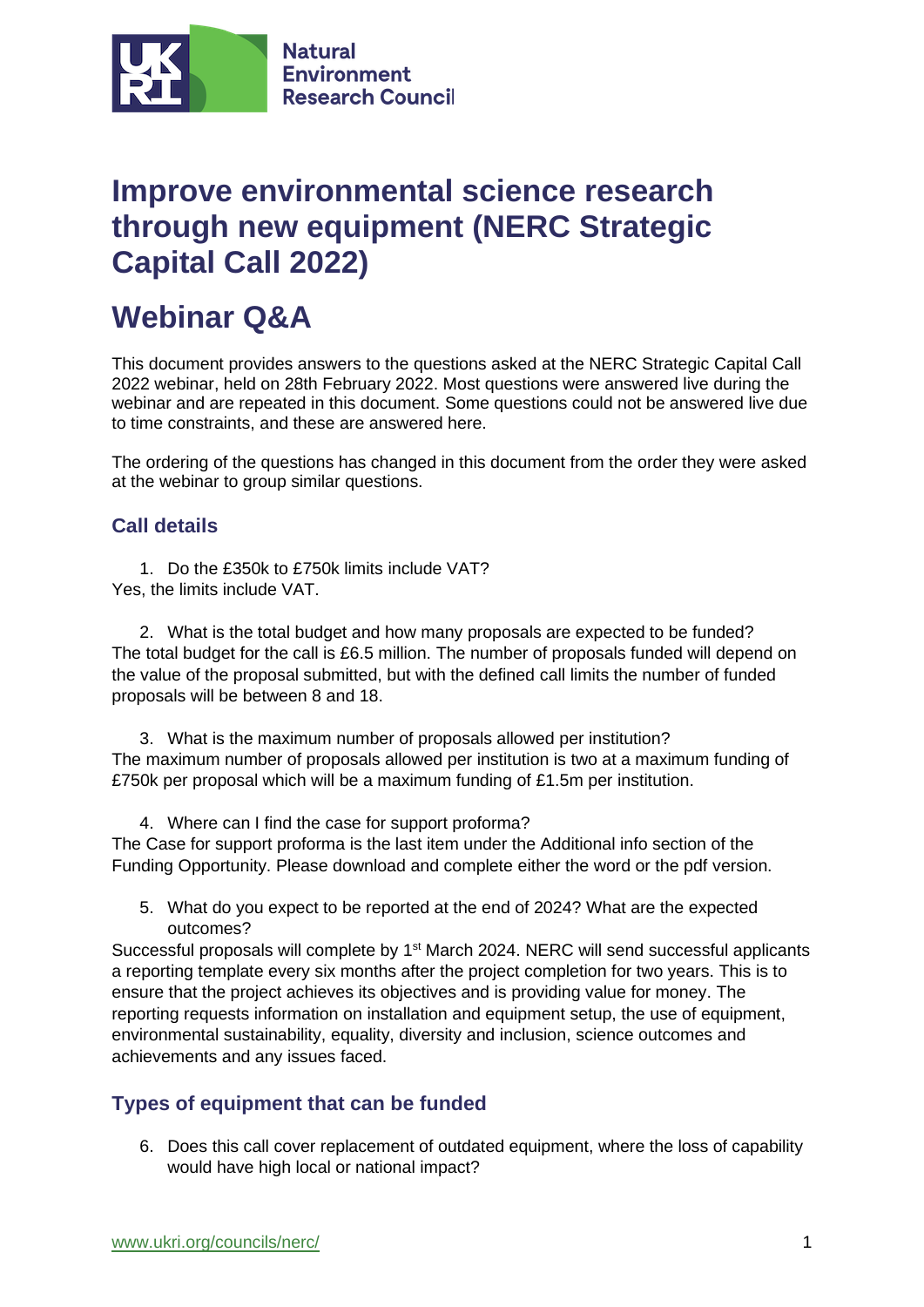# Improve environmental science research through new equipment (NERC Strategic Capital Call 2022)

# Webinar Q&A

This document provides answers to the questions asked at the NERC Strategic Capital Call 2022 webinar, held on 28th February 2022. Most questions were answered live during the webinar and are repeated in this document. Some questions could not be answered live due to time constraints, and these are answered here.

The ordering of the questions has changed in this document from the order they were asked at the webinar to group similar questions.

## Call details

1. Do the £350k to £750k limits include VAT?

Yes, the limits include VAT.

2. What is the total budget and how many proposals are expected to be funded?

The total budget for the call is £6.5 million. The number of proposals funded will depend on the value of the proposal submitted, but with the defined call limits the number of funded proposals will be between 8 and 18.

3. What is the maximum number of proposals allowed per institution?

The maximum number of proposals allowed per institution is two at a maximum funding of £750k per proposal which will be a maximum funding of £1.5m per institution.

4. Where can I find the case for support proforma?

The Case for support proforma is the last item under the Additional info section of the Funding Opportunity. Please download and complete either the word or the pdf version.

5. What do you expect to be reported at the end of 2024? What are the expected outcomes?

Successful proposals will complete by 1st March 2024. NERC will send successful applicants a reporting template every six months after the project completion for two years. This is to ensure that the project achieves its objectives and is providing value for money. The reporting requests information on installation and equipment setup, the use of equipment, environmental sustainability, equality, diversity and inclusion, science outcomes and achievements and any issues faced.

## Types of equipment that can be funded

6. Does this call cover replacement of outdated equipment, where the loss of capability would have high local or national impact?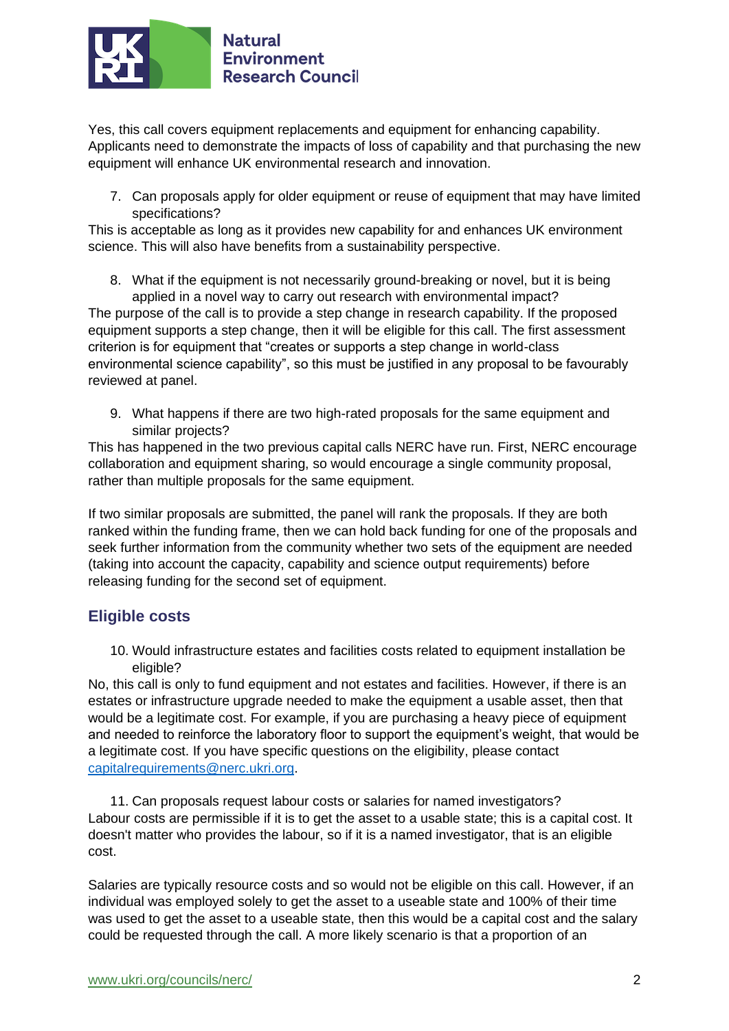Yes, this call covers equipment replacements and equipment for enhancing capability. Applicants need to demonstrate the impacts of loss of capability and that purchasing the new equipment will enhance UK environmental research and innovation.

7. Can proposals apply for older equipment or reuse of equipment that may have limited specifications?

This is acceptable as long as it provides new capability for and enhances UK environment science. This will also have benefits from a sustainability perspective.

8. What if the equipment is not necessarily ground-breaking or novel, but it is being applied in a novel way to carry out research with environmental impact?

The purpose of the call is to provide a step change in research capability. If the proposed equipment supports a step change, then it will be eligible for this call. The first assessment criterion is for equipment that "creates or supports a step change in world-class environmental science capability", so this must be justified in any proposal to be favourably reviewed at panel.

9. What happens if there are two high-rated proposals for the same equipment and similar projects?

This has happened in the two previous capital calls NERC have run. First, NERC encourage collaboration and equipment sharing, so would encourage a single community proposal, rather than multiple proposals for the same equipment.

If two similar proposals are submitted, the panel will rank the proposals. If they are both ranked within the funding frame, then we can hold back funding for one of the proposals and seek further information from the community whether two sets of the equipment are needed (taking into account the capacity, capability and science output requirements) before releasing funding for the second set of equipment.

## Eligible costs

10. Would infrastructure estates and facilities costs related to equipment installation be eligible?

No, this call is only to fund equipment and not estates and facilities. However, if there is an estates or infrastructure upgrade needed to make the equipment a usable asset, then that would be a legitimate cost. For example, if you are purchasing a heavy piece of equipment and needed to reinforce the laboratory floor to support the equipment's weight, that would be a legitimate cost. If you have specific questions on the eligibility, please contact capitalrequirements@nerc.ukri.org.

11. Can proposals request labour costs or salaries for named investigators?

Labour costs are permissible if it is to get the asset to a usable state; this is a capital cost. It doesn't matter who provides the labour, so if it is a named investigator, that is an eligible cost.

Salaries are typically resource costs and so would not be eligible on this call. However, if an individual was employed solely to get the asset to a useable state and 100% of their time was used to get the asset to a useable state, then this would be a capital cost and the salary could be requested through the call. A more likely scenario is that a proportion of an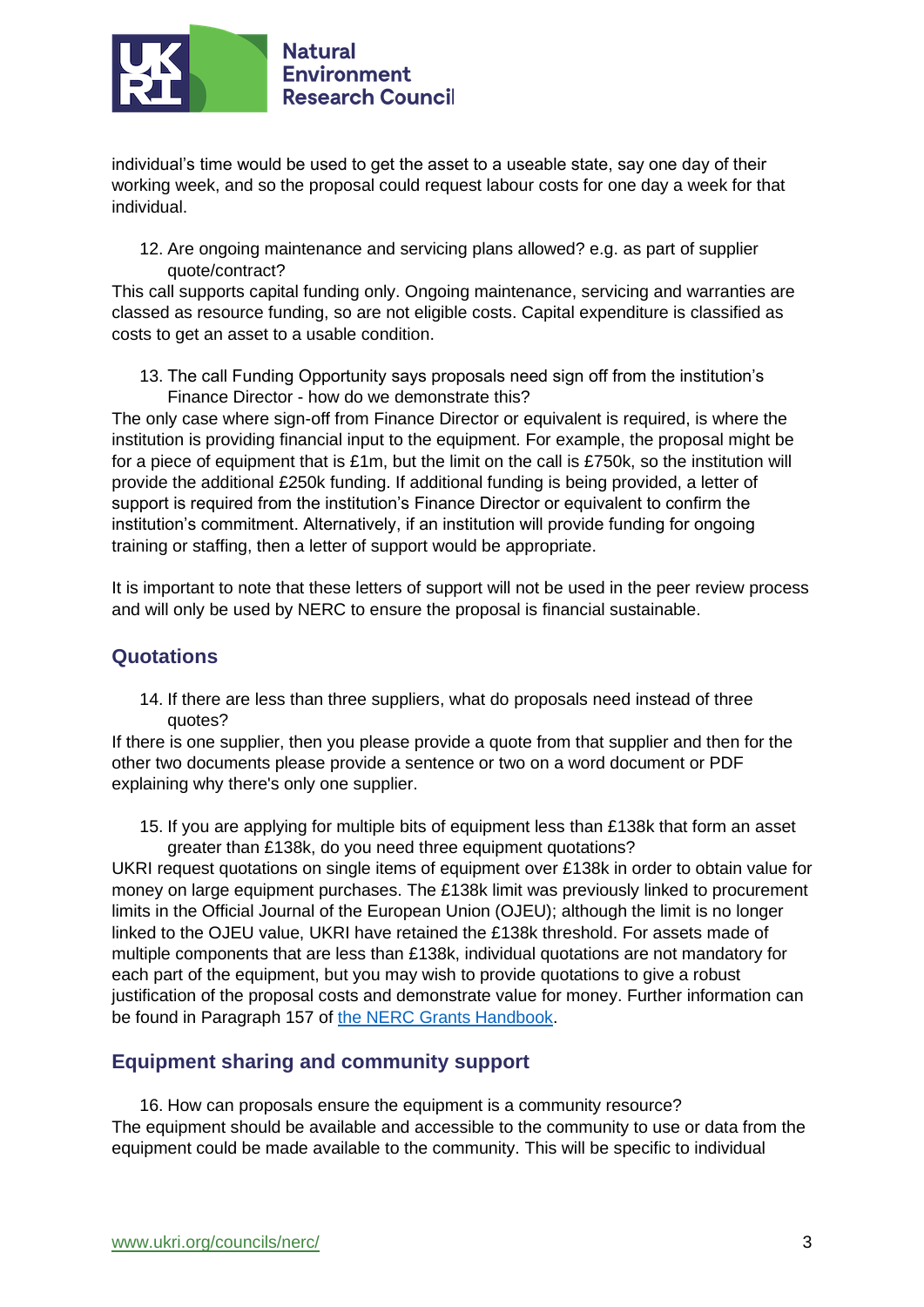individual's time would be used to get the asset to a useable state, say one day of their working week, and so the proposal could request labour costs for one day a week for that individual.

12. Are ongoing maintenance and servicing plans allowed? e.g. as part of supplier quote/contract?

This call supports capital funding only. Ongoing maintenance, servicing and warranties are classed as resource funding, so are not eligible costs. Capital expenditure is classified as costs to get an asset to a usable condition.

13. The call Funding Opportunity says proposals need sign off from the institution's Finance Director - how do we demonstrate this?

The only case where sign-off from Finance Director or equivalent is required, is where the institution is providing financial input to the equipment. For example, the proposal might be for a piece of equipment that is £1m, but the limit on the call is £750k, so the institution will provide the additional £250k funding. If additional funding is being provided, a letter of support is required from the institution's Finance Director or equivalent to confirm the institution's commitment. Alternatively, if an institution will provide funding for ongoing training or staffing, then a letter of support would be appropriate.

It is important to note that these letters of support will not be used in the peer review process and will only be used by NERC to ensure the proposal is financial sustainable.

## Quotations

14. If there are less than three suppliers, what do proposals need instead of three quotes?

If there is one supplier, then you please provide a quote from that supplier and then for the other two documents please provide a sentence or two on a word document or PDF explaining why there's only one supplier.

15. If you are applying for multiple bits of equipment less than £138k that form an asset greater than £138k, do you need three equipment quotations?

UKRI request quotations on single items of equipment over £138k in order to obtain value for money on large equipment purchases. The £138k limit was previously linked to procurement limits in the Official Journal of the European Union (OJEU); although the limit is no longer linked to the OJEU value, UKRI have retained the £138k threshold. For assets made of multiple components that are less than £138k, individual quotations are not mandatory for each part of the equipment, but you may wish to provide quotations to give a robust justification of the proposal costs and demonstrate value for money. Further information can be found in Paragraph 157 of [the NERC Grants Handbook](#).

## Equipment sharing and community support

16. How can proposals ensure the equipment is a community resource?

The equipment should be available and accessible to the community to use or data from the equipment could be made available to the community. This will be specific to individual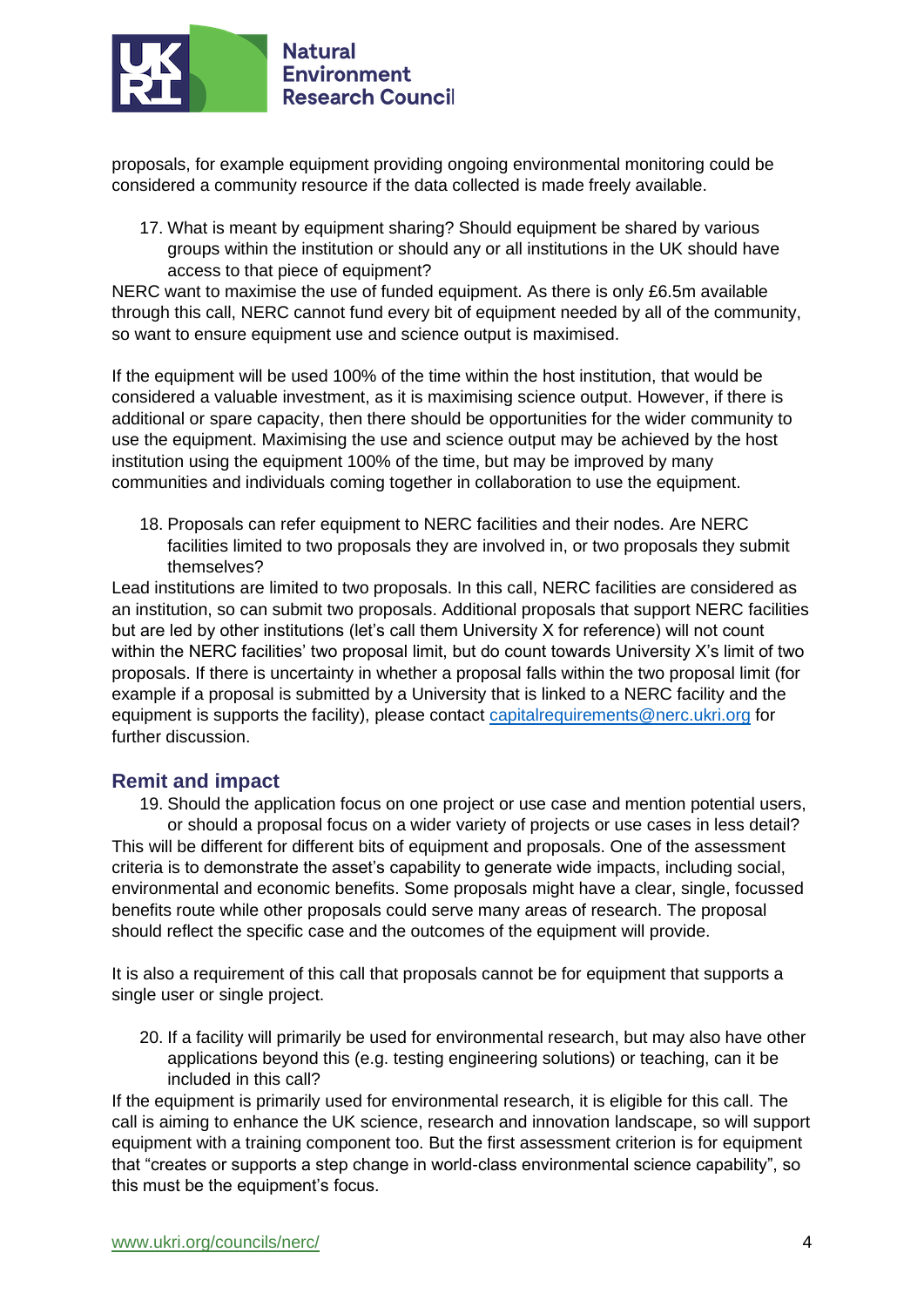proposals, for example equipment providing ongoing environmental monitoring could be considered a community resource if the data collected is made freely available.

17. What is meant by equipment sharing? Should equipment be shared by various groups within the institution or should any or all institutions in the UK should have access to that piece of equipment?

NERC want to maximise the use of funded equipment. As there is only £6.5m available through this call, NERC cannot fund every bit of equipment needed by all of the community, so want to ensure equipment use and science output is maximised.

If the equipment will be used 100% of the time within the host institution, that would be considered a valuable investment, as it is maximising science output. However, if there is additional or spare capacity, then there should be opportunities for the wider community to use the equipment. Maximising the use and science output may be achieved by the host institution using the equipment 100% of the time, but may be improved by many communities and individuals coming together in collaboration to use the equipment.

18. Proposals can refer equipment to NERC facilities and their nodes. Are NERC facilities limited to two proposals they are involved in, or two proposals they submit themselves?

Lead institutions are limited to two proposals. In this call, NERC facilities are considered as an institution, so can submit two proposals. Additional proposals that support NERC facilities but are led by other institutions (let's call them University X for reference) will not count within the NERC facilities' two proposal limit, but do count towards University X's limit of two proposals. If there is uncertainty in whether a proposal falls within the two proposal limit (for example if a proposal is submitted by a University that is linked to a NERC facility and the equipment is supports the facility), please contact capitalrequirements@nerc.ukri.org for further discussion.

## Remit and impact

19. Should the application focus on one project or use case and mention potential users, or should a proposal focus on a wider variety of projects or use cases in less detail?

This will be different for different bits of equipment and proposals. One of the assessment criteria is to demonstrate the asset's capability to generate wide impacts, including social, environmental and economic benefits. Some proposals might have a clear, single, focussed benefits route while other proposals could serve many areas of research. The proposal should reflect the specific case and the outcomes of the equipment will provide.

It is also a requirement of this call that proposals cannot be for equipment that supports a single user or single project.

20. If a facility will primarily be used for environmental research, but may also have other applications beyond this (e.g. testing engineering solutions) or teaching, can it be included in this call?

If the equipment is primarily used for environmental research, it is eligible for this call. The call is aiming to enhance the UK science, research and innovation landscape, so will support equipment with a training component too. But the first assessment criterion is for equipment that "creates or supports a step change in world-class environmental science capability", so this must be the equipment's focus.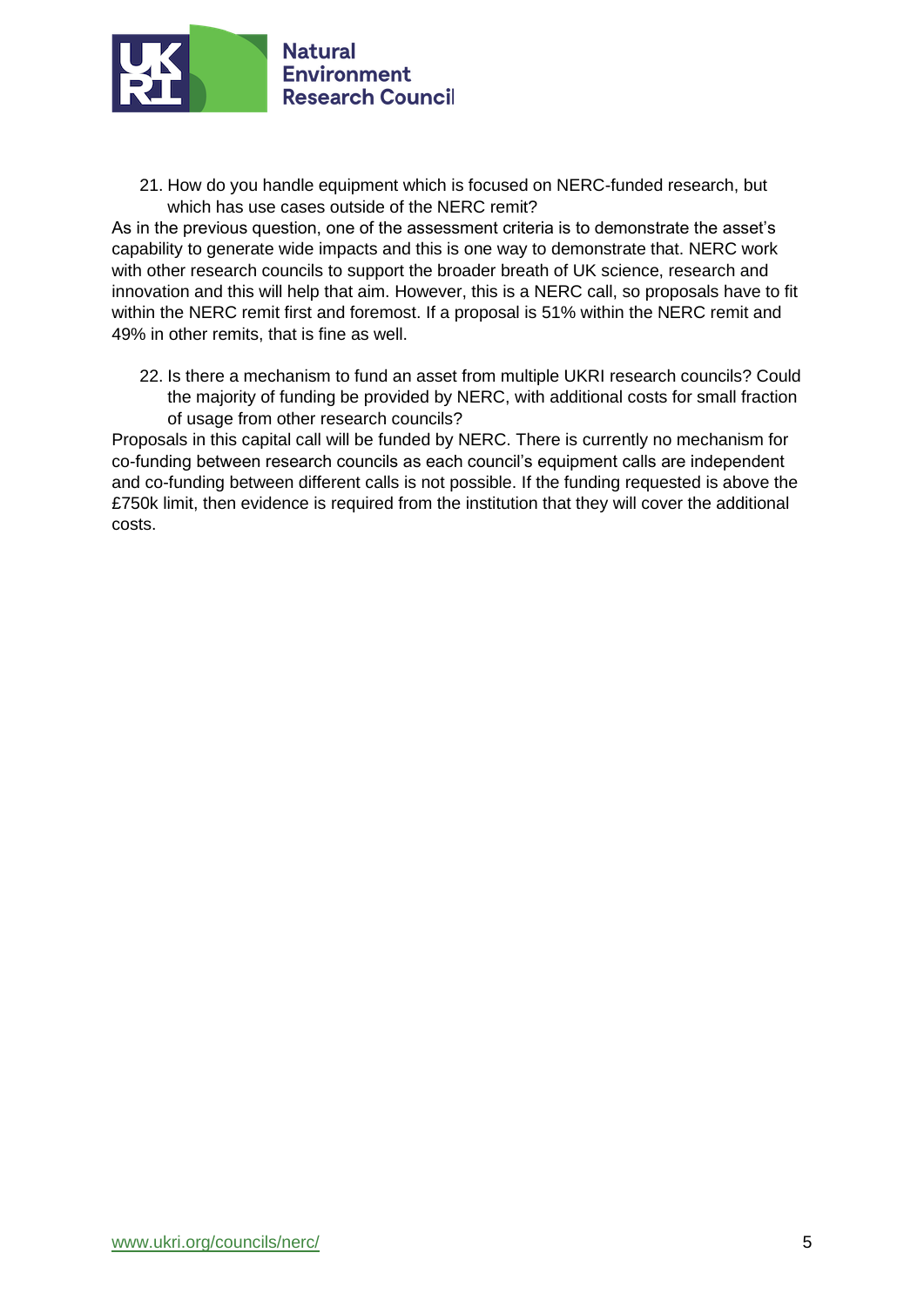21. How do you handle equipment which is focused on NERC-funded research, but which has use cases outside of the NERC remit?

As in the previous question, one of the assessment criteria is to demonstrate the asset's capability to generate wide impacts and this is one way to demonstrate that. NERC work with other research councils to support the broader breath of UK science, research and innovation and this will help that aim. However, this is a NERC call, so proposals have to fit within the NERC remit first and foremost. If a proposal is 51% within the NERC remit and 49% in other remits, that is fine as well.

22. Is there a mechanism to fund an asset from multiple UKRI research councils? Could the majority of funding be provided by NERC, with additional costs for small fraction of usage from other research councils?

Proposals in this capital call will be funded by NERC. There is currently no mechanism for co-funding between research councils as each council's equipment calls are independent and co-funding between different calls is not possible. If the funding requested is above the £750k limit, then evidence is required from the institution that they will cover the additional costs.